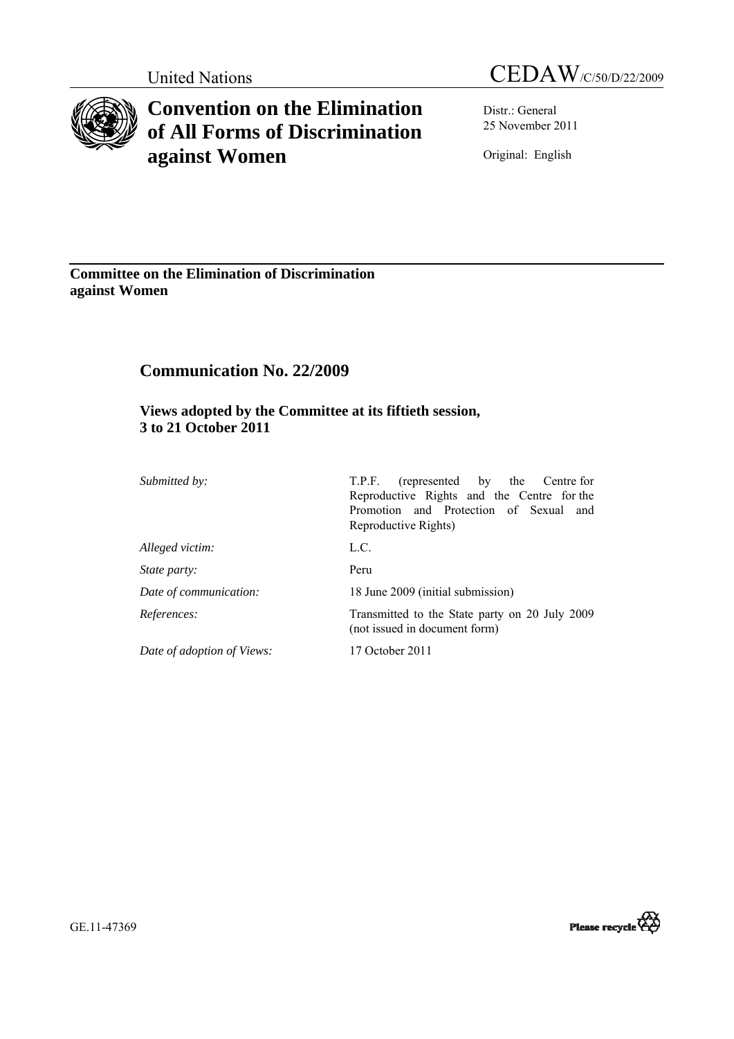United Nations CEDAW/C/50/D/22/2009

# Convention on the Elimination of All Forms of Discrimination against Women

Distr.: General
25 November 2011

Original: English

**Committee on the Elimination of Discrimination against Women**

## Communication No. 22/2009

### Views adopted by the Committee at its fiftieth session, 3 to 21 October 2011

| | |
|---|---|
| *Submitted by:* | T.P.F. (represented by the Centre for Reproductive Rights and the Centre for the Promotion and Protection of Sexual and Reproductive Rights) |
| *Alleged victim:* | L.C. |
| *State party:* | Peru |
| *Date of communication:* | 18 June 2009 (initial submission) |
| *References:* | Transmitted to the State party on 20 July 2009 (not issued in document form) |
| *Date of adoption of Views:* | 17 October 2011 |

GE.11-47369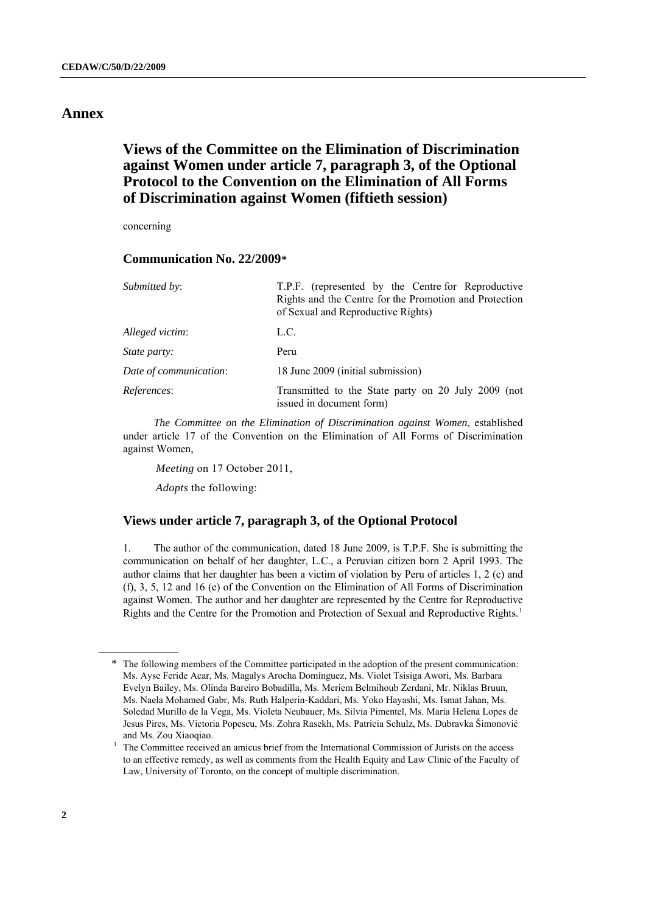# Annex

## Views of the Committee on the Elimination of Discrimination against Women under article 7, paragraph 3, of the Optional Protocol to the Convention on the Elimination of All Forms of Discrimination against Women (fiftieth session)

concerning

### Communication No. 22/2009*

| | |
|---|---|
| *Submitted by*: | T.P.F. (represented by the Centre for Reproductive Rights and the Centre for the Promotion and Protection of Sexual and Reproductive Rights) |
| *Alleged victim*: | L.C. |
| *State party:* | Peru |
| *Date of communication*: | 18 June 2009 (initial submission) |
| *References*: | Transmitted to the State party on 20 July 2009 (not issued in document form) |

*The Committee on the Elimination of Discrimination against Women*, established under article 17 of the Convention on the Elimination of All Forms of Discrimination against Women,

*Meeting* on 17 October 2011,

*Adopts* the following:

### Views under article 7, paragraph 3, of the Optional Protocol

1. The author of the communication, dated 18 June 2009, is T.P.F. She is submitting the communication on behalf of her daughter, L.C., a Peruvian citizen born 2 April 1993. The author claims that her daughter has been a victim of violation by Peru of articles 1, 2 (c) and (f), 3, 5, 12 and 16 (e) of the Convention on the Elimination of All Forms of Discrimination against Women. The author and her daughter are represented by the Centre for Reproductive Rights and the Centre for the Promotion and Protection of Sexual and Reproductive Rights.[1]

---

\* The following members of the Committee participated in the adoption of the present communication: Ms. Ayse Feride Acar, Ms. Magalys Arocha Domínguez, Ms. Violet Tsisiga Awori, Ms. Barbara Evelyn Bailey, Ms. Olinda Bareiro Bobadilla, Ms. Meriem Belmihoub Zerdani, Mr. Niklas Bruun, Ms. Naela Mohamed Gabr, Ms. Ruth Halperin-Kaddari, Ms. Yoko Hayashi, Ms. Ismat Jahan, Ms. Soledad Murillo de la Vega, Ms. Violeta Neubauer, Ms. Silvia Pimentel, Ms. Maria Helena Lopes de Jesus Pires, Ms. Victoria Popescu, Ms. Zohra Rasekh, Ms. Patricia Schulz, Ms. Dubravka Šimonović and Ms. Zou Xiaoqiao.

[1] The Committee received an amicus brief from the International Commission of Jurists on the access to an effective remedy, as well as comments from the Health Equity and Law Clinic of the Faculty of Law, University of Toronto, on the concept of multiple discrimination.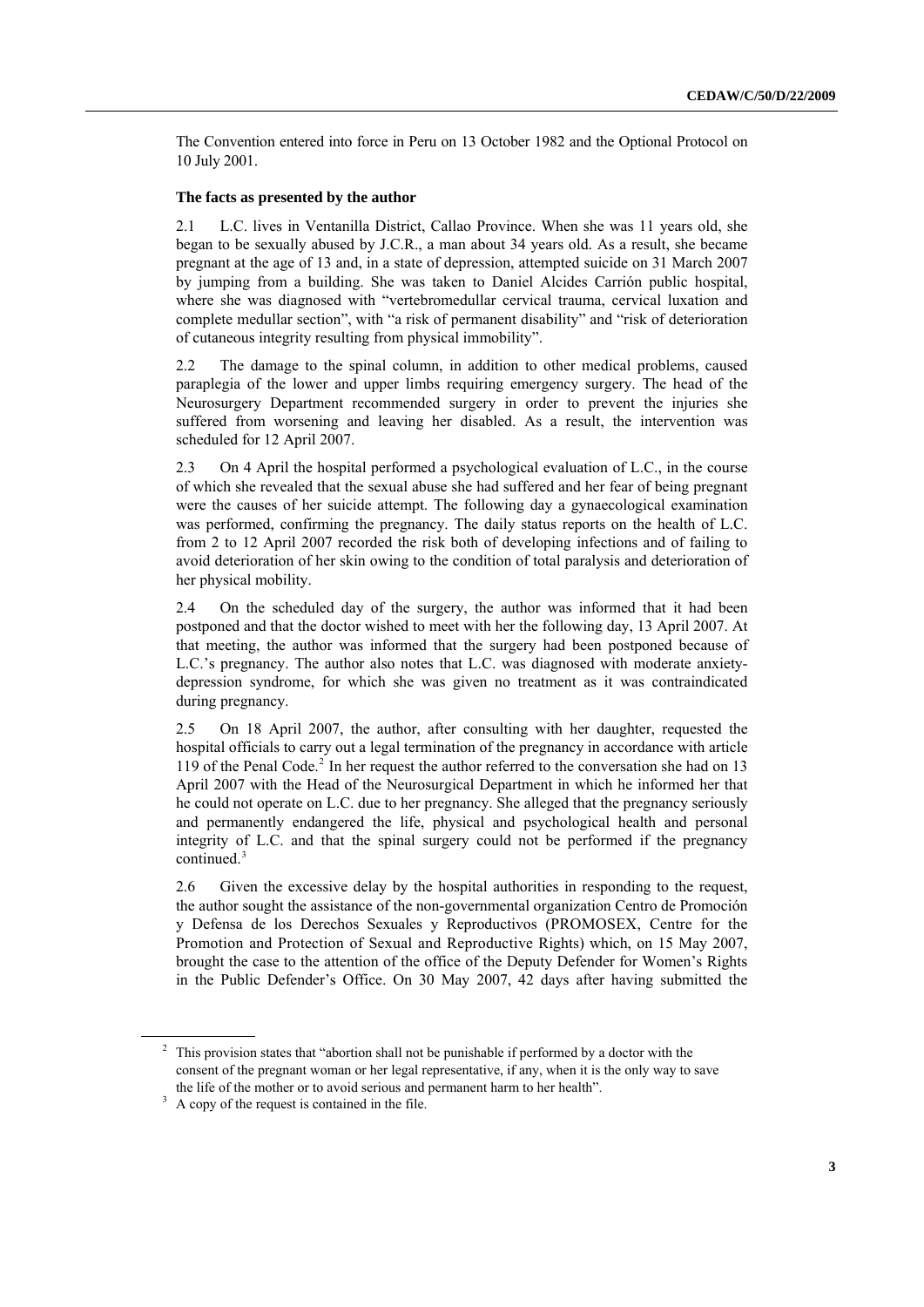The Convention entered into force in Peru on 13 October 1982 and the Optional Protocol on 10 July 2001.

**The facts as presented by the author**

2.1 L.C. lives in Ventanilla District, Callao Province. When she was 11 years old, she began to be sexually abused by J.C.R., a man about 34 years old. As a result, she became pregnant at the age of 13 and, in a state of depression, attempted suicide on 31 March 2007 by jumping from a building. She was taken to Daniel Alcides Carrión public hospital, where she was diagnosed with "vertebromedullar cervical trauma, cervical luxation and complete medullar section", with "a risk of permanent disability" and "risk of deterioration of cutaneous integrity resulting from physical immobility".

2.2 The damage to the spinal column, in addition to other medical problems, caused paraplegia of the lower and upper limbs requiring emergency surgery. The head of the Neurosurgery Department recommended surgery in order to prevent the injuries she suffered from worsening and leaving her disabled. As a result, the intervention was scheduled for 12 April 2007.

2.3 On 4 April the hospital performed a psychological evaluation of L.C., in the course of which she revealed that the sexual abuse she had suffered and her fear of being pregnant were the causes of her suicide attempt. The following day a gynaecological examination was performed, confirming the pregnancy. The daily status reports on the health of L.C. from 2 to 12 April 2007 recorded the risk both of developing infections and of failing to avoid deterioration of her skin owing to the condition of total paralysis and deterioration of her physical mobility.

2.4 On the scheduled day of the surgery, the author was informed that it had been postponed and that the doctor wished to meet with her the following day, 13 April 2007. At that meeting, the author was informed that the surgery had been postponed because of L.C.'s pregnancy. The author also notes that L.C. was diagnosed with moderate anxiety-depression syndrome, for which she was given no treatment as it was contraindicated during pregnancy.

2.5 On 18 April 2007, the author, after consulting with her daughter, requested the hospital officials to carry out a legal termination of the pregnancy in accordance with article 119 of the Penal Code.[2] In her request the author referred to the conversation she had on 13 April 2007 with the Head of the Neurosurgical Department in which he informed her that he could not operate on L.C. due to her pregnancy. She alleged that the pregnancy seriously and permanently endangered the life, physical and psychological health and personal integrity of L.C. and that the spinal surgery could not be performed if the pregnancy continued.[3]

2.6 Given the excessive delay by the hospital authorities in responding to the request, the author sought the assistance of the non-governmental organization Centro de Promoción y Defensa de los Derechos Sexuales y Reproductivos (PROMOSEX, Centre for the Promotion and Protection of Sexual and Reproductive Rights) which, on 15 May 2007, brought the case to the attention of the office of the Deputy Defender for Women's Rights in the Public Defender's Office. On 30 May 2007, 42 days after having submitted the

---

[2] This provision states that "abortion shall not be punishable if performed by a doctor with the consent of the pregnant woman or her legal representative, if any, when it is the only way to save the life of the mother or to avoid serious and permanent harm to her health".

[3] A copy of the request is contained in the file.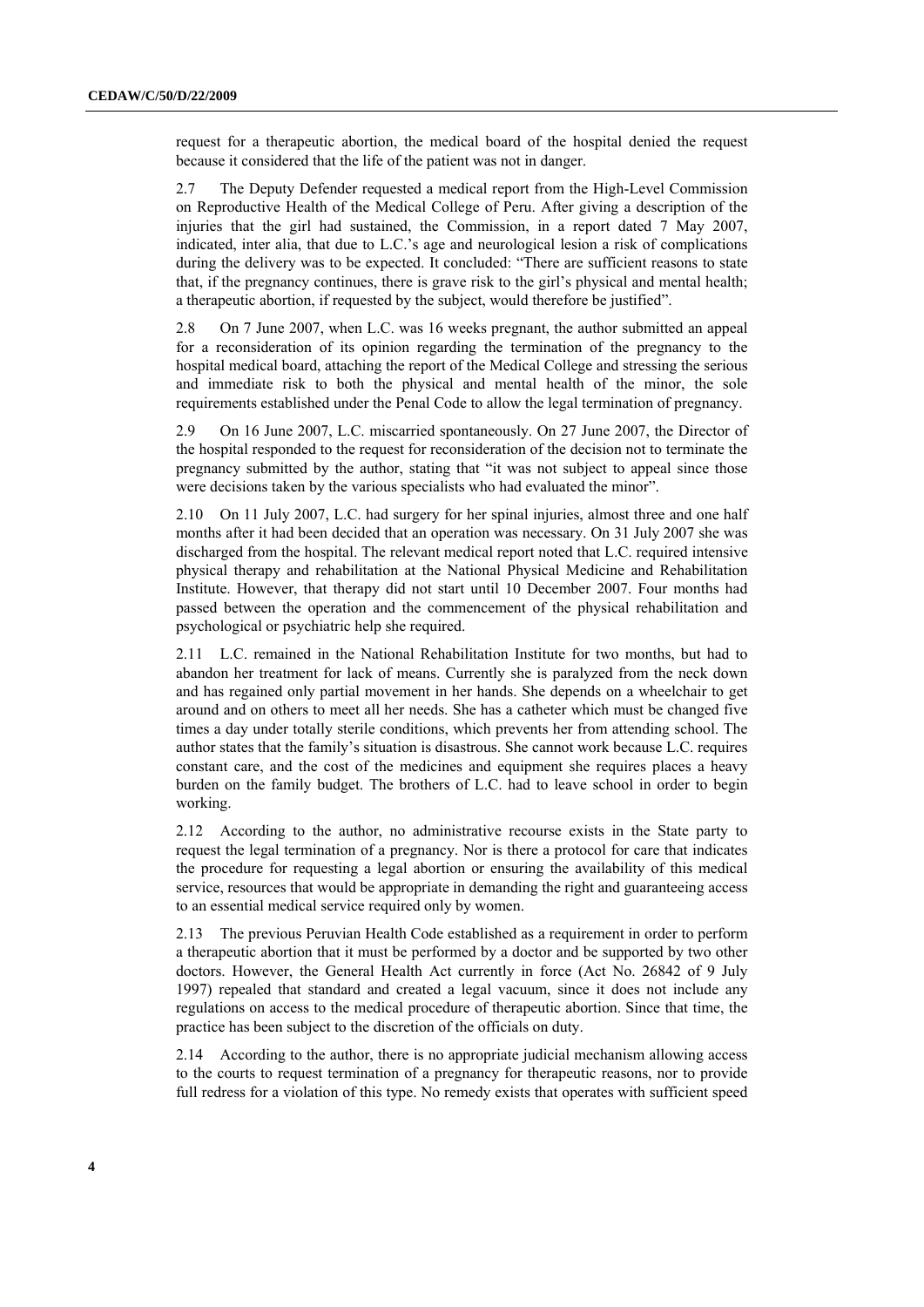request for a therapeutic abortion, the medical board of the hospital denied the request because it considered that the life of the patient was not in danger.

2.7 The Deputy Defender requested a medical report from the High-Level Commission on Reproductive Health of the Medical College of Peru. After giving a description of the injuries that the girl had sustained, the Commission, in a report dated 7 May 2007, indicated, inter alia, that due to L.C.'s age and neurological lesion a risk of complications during the delivery was to be expected. It concluded: "There are sufficient reasons to state that, if the pregnancy continues, there is grave risk to the girl's physical and mental health; a therapeutic abortion, if requested by the subject, would therefore be justified".

2.8 On 7 June 2007, when L.C. was 16 weeks pregnant, the author submitted an appeal for a reconsideration of its opinion regarding the termination of the pregnancy to the hospital medical board, attaching the report of the Medical College and stressing the serious and immediate risk to both the physical and mental health of the minor, the sole requirements established under the Penal Code to allow the legal termination of pregnancy.

2.9 On 16 June 2007, L.C. miscarried spontaneously. On 27 June 2007, the Director of the hospital responded to the request for reconsideration of the decision not to terminate the pregnancy submitted by the author, stating that "it was not subject to appeal since those were decisions taken by the various specialists who had evaluated the minor".

2.10 On 11 July 2007, L.C. had surgery for her spinal injuries, almost three and one half months after it had been decided that an operation was necessary. On 31 July 2007 she was discharged from the hospital. The relevant medical report noted that L.C. required intensive physical therapy and rehabilitation at the National Physical Medicine and Rehabilitation Institute. However, that therapy did not start until 10 December 2007. Four months had passed between the operation and the commencement of the physical rehabilitation and psychological or psychiatric help she required.

2.11 L.C. remained in the National Rehabilitation Institute for two months, but had to abandon her treatment for lack of means. Currently she is paralyzed from the neck down and has regained only partial movement in her hands. She depends on a wheelchair to get around and on others to meet all her needs. She has a catheter which must be changed five times a day under totally sterile conditions, which prevents her from attending school. The author states that the family's situation is disastrous. She cannot work because L.C. requires constant care, and the cost of the medicines and equipment she requires places a heavy burden on the family budget. The brothers of L.C. had to leave school in order to begin working.

2.12 According to the author, no administrative recourse exists in the State party to request the legal termination of a pregnancy. Nor is there a protocol for care that indicates the procedure for requesting a legal abortion or ensuring the availability of this medical service, resources that would be appropriate in demanding the right and guaranteeing access to an essential medical service required only by women.

2.13 The previous Peruvian Health Code established as a requirement in order to perform a therapeutic abortion that it must be performed by a doctor and be supported by two other doctors. However, the General Health Act currently in force (Act No. 26842 of 9 July 1997) repealed that standard and created a legal vacuum, since it does not include any regulations on access to the medical procedure of therapeutic abortion. Since that time, the practice has been subject to the discretion of the officials on duty.

2.14 According to the author, there is no appropriate judicial mechanism allowing access to the courts to request termination of a pregnancy for therapeutic reasons, nor to provide full redress for a violation of this type. No remedy exists that operates with sufficient speed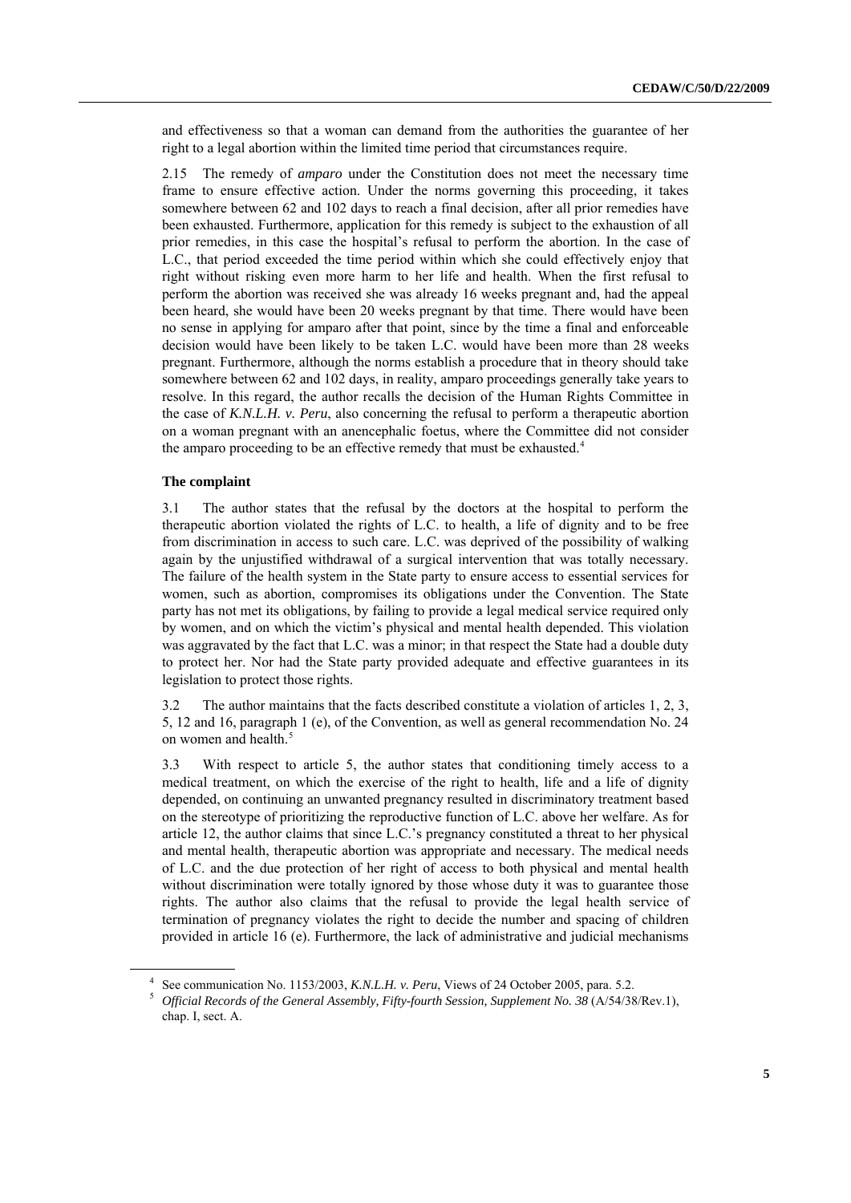and effectiveness so that a woman can demand from the authorities the guarantee of her right to a legal abortion within the limited time period that circumstances require.

2.15 The remedy of *amparo* under the Constitution does not meet the necessary time frame to ensure effective action. Under the norms governing this proceeding, it takes somewhere between 62 and 102 days to reach a final decision, after all prior remedies have been exhausted. Furthermore, application for this remedy is subject to the exhaustion of all prior remedies, in this case the hospital's refusal to perform the abortion. In the case of L.C., that period exceeded the time period within which she could effectively enjoy that right without risking even more harm to her life and health. When the first refusal to perform the abortion was received she was already 16 weeks pregnant and, had the appeal been heard, she would have been 20 weeks pregnant by that time. There would have been no sense in applying for amparo after that point, since by the time a final and enforceable decision would have been likely to be taken L.C. would have been more than 28 weeks pregnant. Furthermore, although the norms establish a procedure that in theory should take somewhere between 62 and 102 days, in reality, amparo proceedings generally take years to resolve. In this regard, the author recalls the decision of the Human Rights Committee in the case of *K.N.L.H. v. Peru*, also concerning the refusal to perform a therapeutic abortion on a woman pregnant with an anencephalic foetus, where the Committee did not consider the amparo proceeding to be an effective remedy that must be exhausted.[4]

**The complaint**

3.1 The author states that the refusal by the doctors at the hospital to perform the therapeutic abortion violated the rights of L.C. to health, a life of dignity and to be free from discrimination in access to such care. L.C. was deprived of the possibility of walking again by the unjustified withdrawal of a surgical intervention that was totally necessary. The failure of the health system in the State party to ensure access to essential services for women, such as abortion, compromises its obligations under the Convention. The State party has not met its obligations, by failing to provide a legal medical service required only by women, and on which the victim's physical and mental health depended. This violation was aggravated by the fact that L.C. was a minor; in that respect the State had a double duty to protect her. Nor had the State party provided adequate and effective guarantees in its legislation to protect those rights.

3.2 The author maintains that the facts described constitute a violation of articles 1, 2, 3, 5, 12 and 16, paragraph 1 (e), of the Convention, as well as general recommendation No. 24 on women and health.[5]

3.3 With respect to article 5, the author states that conditioning timely access to a medical treatment, on which the exercise of the right to health, life and a life of dignity depended, on continuing an unwanted pregnancy resulted in discriminatory treatment based on the stereotype of prioritizing the reproductive function of L.C. above her welfare. As for article 12, the author claims that since L.C.'s pregnancy constituted a threat to her physical and mental health, therapeutic abortion was appropriate and necessary. The medical needs of L.C. and the due protection of her right of access to both physical and mental health without discrimination were totally ignored by those whose duty it was to guarantee those rights. The author also claims that the refusal to provide the legal health service of termination of pregnancy violates the right to decide the number and spacing of children provided in article 16 (e). Furthermore, the lack of administrative and judicial mechanisms

---

[4] See communication No. 1153/2003, *K.N.L.H. v. Peru*, Views of 24 October 2005, para. 5.2.

[5] *Official Records of the General Assembly, Fifty-fourth Session, Supplement No. 38* (A/54/38/Rev.1), chap. I, sect. A.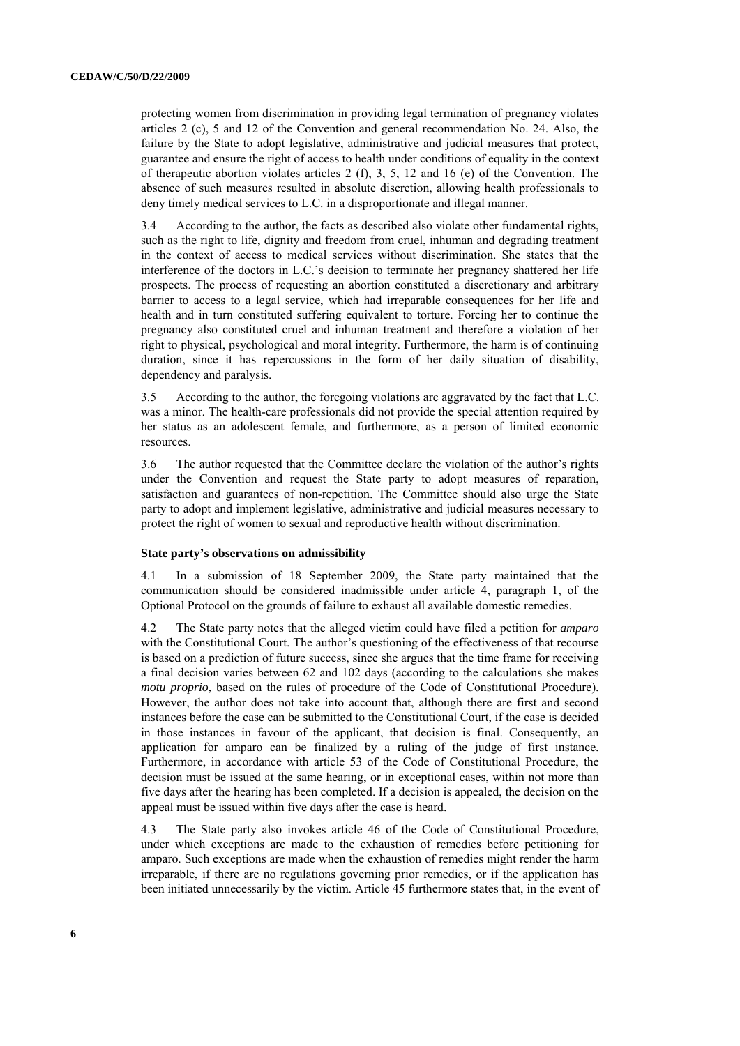protecting women from discrimination in providing legal termination of pregnancy violates articles 2 (c), 5 and 12 of the Convention and general recommendation No. 24. Also, the failure by the State to adopt legislative, administrative and judicial measures that protect, guarantee and ensure the right of access to health under conditions of equality in the context of therapeutic abortion violates articles 2 (f), 3, 5, 12 and 16 (e) of the Convention. The absence of such measures resulted in absolute discretion, allowing health professionals to deny timely medical services to L.C. in a disproportionate and illegal manner.

3.4 According to the author, the facts as described also violate other fundamental rights, such as the right to life, dignity and freedom from cruel, inhuman and degrading treatment in the context of access to medical services without discrimination. She states that the interference of the doctors in L.C.'s decision to terminate her pregnancy shattered her life prospects. The process of requesting an abortion constituted a discretionary and arbitrary barrier to access to a legal service, which had irreparable consequences for her life and health and in turn constituted suffering equivalent to torture. Forcing her to continue the pregnancy also constituted cruel and inhuman treatment and therefore a violation of her right to physical, psychological and moral integrity. Furthermore, the harm is of continuing duration, since it has repercussions in the form of her daily situation of disability, dependency and paralysis.

3.5 According to the author, the foregoing violations are aggravated by the fact that L.C. was a minor. The health-care professionals did not provide the special attention required by her status as an adolescent female, and furthermore, as a person of limited economic resources.

3.6 The author requested that the Committee declare the violation of the author's rights under the Convention and request the State party to adopt measures of reparation, satisfaction and guarantees of non-repetition. The Committee should also urge the State party to adopt and implement legislative, administrative and judicial measures necessary to protect the right of women to sexual and reproductive health without discrimination.

**State party's observations on admissibility**

4.1 In a submission of 18 September 2009, the State party maintained that the communication should be considered inadmissible under article 4, paragraph 1, of the Optional Protocol on the grounds of failure to exhaust all available domestic remedies.

4.2 The State party notes that the alleged victim could have filed a petition for *amparo* with the Constitutional Court. The author's questioning of the effectiveness of that recourse is based on a prediction of future success, since she argues that the time frame for receiving a final decision varies between 62 and 102 days (according to the calculations she makes *motu proprio*, based on the rules of procedure of the Code of Constitutional Procedure). However, the author does not take into account that, although there are first and second instances before the case can be submitted to the Constitutional Court, if the case is decided in those instances in favour of the applicant, that decision is final. Consequently, an application for amparo can be finalized by a ruling of the judge of first instance. Furthermore, in accordance with article 53 of the Code of Constitutional Procedure, the decision must be issued at the same hearing, or in exceptional cases, within not more than five days after the hearing has been completed. If a decision is appealed, the decision on the appeal must be issued within five days after the case is heard.

4.3 The State party also invokes article 46 of the Code of Constitutional Procedure, under which exceptions are made to the exhaustion of remedies before petitioning for amparo. Such exceptions are made when the exhaustion of remedies might render the harm irreparable, if there are no regulations governing prior remedies, or if the application has been initiated unnecessarily by the victim. Article 45 furthermore states that, in the event of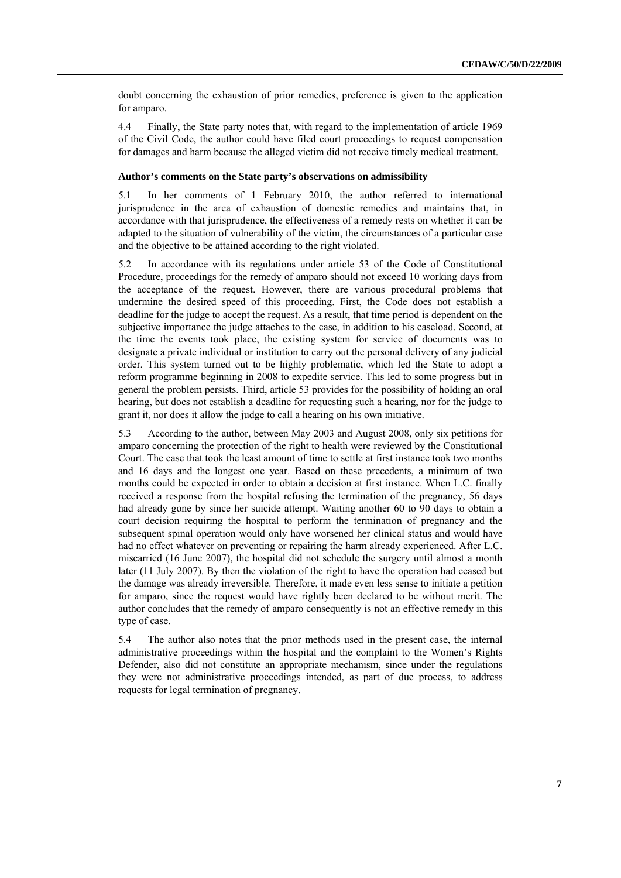doubt concerning the exhaustion of prior remedies, preference is given to the application for amparo.

4.4 Finally, the State party notes that, with regard to the implementation of article 1969 of the Civil Code, the author could have filed court proceedings to request compensation for damages and harm because the alleged victim did not receive timely medical treatment.

**Author's comments on the State party's observations on admissibility**

5.1 In her comments of 1 February 2010, the author referred to international jurisprudence in the area of exhaustion of domestic remedies and maintains that, in accordance with that jurisprudence, the effectiveness of a remedy rests on whether it can be adapted to the situation of vulnerability of the victim, the circumstances of a particular case and the objective to be attained according to the right violated.

5.2 In accordance with its regulations under article 53 of the Code of Constitutional Procedure, proceedings for the remedy of amparo should not exceed 10 working days from the acceptance of the request. However, there are various procedural problems that undermine the desired speed of this proceeding. First, the Code does not establish a deadline for the judge to accept the request. As a result, that time period is dependent on the subjective importance the judge attaches to the case, in addition to his caseload. Second, at the time the events took place, the existing system for service of documents was to designate a private individual or institution to carry out the personal delivery of any judicial order. This system turned out to be highly problematic, which led the State to adopt a reform programme beginning in 2008 to expedite service. This led to some progress but in general the problem persists. Third, article 53 provides for the possibility of holding an oral hearing, but does not establish a deadline for requesting such a hearing, nor for the judge to grant it, nor does it allow the judge to call a hearing on his own initiative.

5.3 According to the author, between May 2003 and August 2008, only six petitions for amparo concerning the protection of the right to health were reviewed by the Constitutional Court. The case that took the least amount of time to settle at first instance took two months and 16 days and the longest one year. Based on these precedents, a minimum of two months could be expected in order to obtain a decision at first instance. When L.C. finally received a response from the hospital refusing the termination of the pregnancy, 56 days had already gone by since her suicide attempt. Waiting another 60 to 90 days to obtain a court decision requiring the hospital to perform the termination of pregnancy and the subsequent spinal operation would only have worsened her clinical status and would have had no effect whatever on preventing or repairing the harm already experienced. After L.C. miscarried (16 June 2007), the hospital did not schedule the surgery until almost a month later (11 July 2007). By then the violation of the right to have the operation had ceased but the damage was already irreversible. Therefore, it made even less sense to initiate a petition for amparo, since the request would have rightly been declared to be without merit. The author concludes that the remedy of amparo consequently is not an effective remedy in this type of case.

5.4 The author also notes that the prior methods used in the present case, the internal administrative proceedings within the hospital and the complaint to the Women's Rights Defender, also did not constitute an appropriate mechanism, since under the regulations they were not administrative proceedings intended, as part of due process, to address requests for legal termination of pregnancy.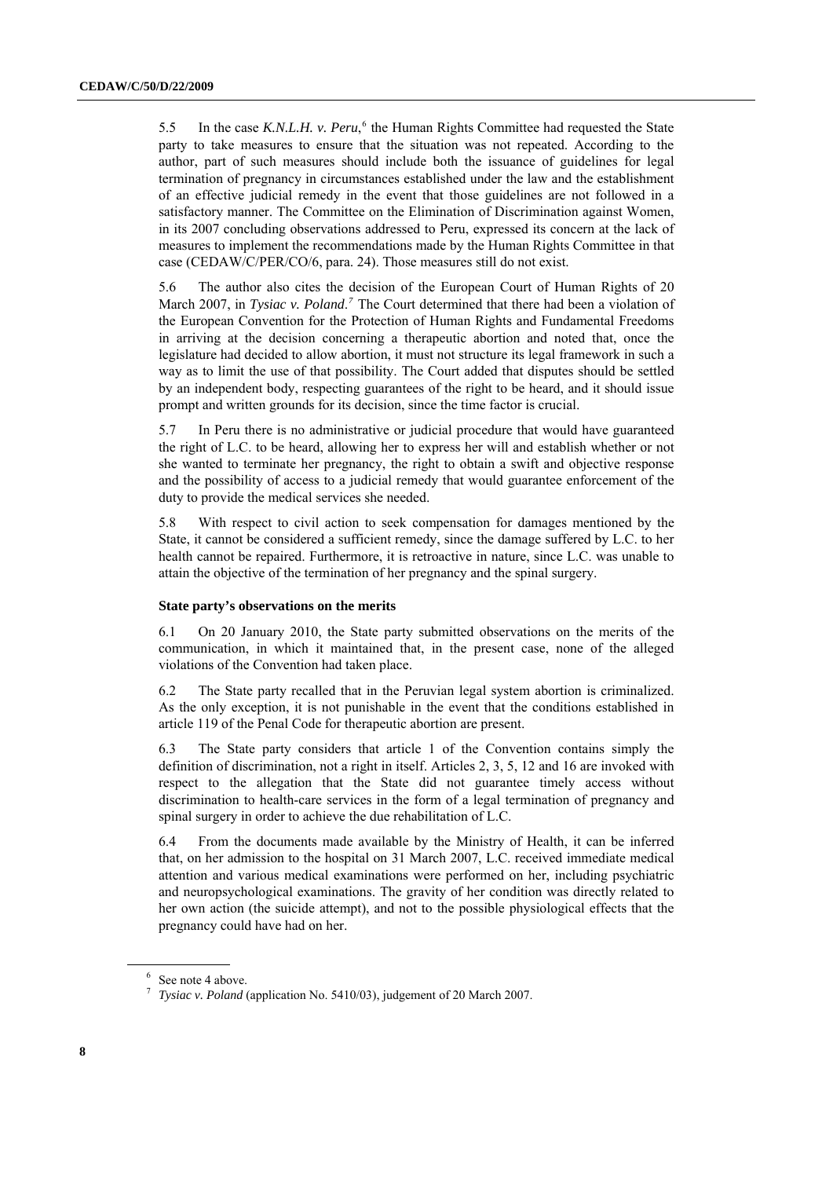5.5 In the case *K.N.L.H. v. Peru*,[6] the Human Rights Committee had requested the State party to take measures to ensure that the situation was not repeated. According to the author, part of such measures should include both the issuance of guidelines for legal termination of pregnancy in circumstances established under the law and the establishment of an effective judicial remedy in the event that those guidelines are not followed in a satisfactory manner. The Committee on the Elimination of Discrimination against Women, in its 2007 concluding observations addressed to Peru, expressed its concern at the lack of measures to implement the recommendations made by the Human Rights Committee in that case (CEDAW/C/PER/CO/6, para. 24). Those measures still do not exist.

5.6 The author also cites the decision of the European Court of Human Rights of 20 March 2007, in *Tysiac v. Poland*.[7] The Court determined that there had been a violation of the European Convention for the Protection of Human Rights and Fundamental Freedoms in arriving at the decision concerning a therapeutic abortion and noted that, once the legislature had decided to allow abortion, it must not structure its legal framework in such a way as to limit the use of that possibility. The Court added that disputes should be settled by an independent body, respecting guarantees of the right to be heard, and it should issue prompt and written grounds for its decision, since the time factor is crucial.

5.7 In Peru there is no administrative or judicial procedure that would have guaranteed the right of L.C. to be heard, allowing her to express her will and establish whether or not she wanted to terminate her pregnancy, the right to obtain a swift and objective response and the possibility of access to a judicial remedy that would guarantee enforcement of the duty to provide the medical services she needed.

5.8 With respect to civil action to seek compensation for damages mentioned by the State, it cannot be considered a sufficient remedy, since the damage suffered by L.C. to her health cannot be repaired. Furthermore, it is retroactive in nature, since L.C. was unable to attain the objective of the termination of her pregnancy and the spinal surgery.

**State party's observations on the merits**

6.1 On 20 January 2010, the State party submitted observations on the merits of the communication, in which it maintained that, in the present case, none of the alleged violations of the Convention had taken place.

6.2 The State party recalled that in the Peruvian legal system abortion is criminalized. As the only exception, it is not punishable in the event that the conditions established in article 119 of the Penal Code for therapeutic abortion are present.

6.3 The State party considers that article 1 of the Convention contains simply the definition of discrimination, not a right in itself. Articles 2, 3, 5, 12 and 16 are invoked with respect to the allegation that the State did not guarantee timely access without discrimination to health-care services in the form of a legal termination of pregnancy and spinal surgery in order to achieve the due rehabilitation of L.C.

6.4 From the documents made available by the Ministry of Health, it can be inferred that, on her admission to the hospital on 31 March 2007, L.C. received immediate medical attention and various medical examinations were performed on her, including psychiatric and neuropsychological examinations. The gravity of her condition was directly related to her own action (the suicide attempt), and not to the possible physiological effects that the pregnancy could have had on her.

---

[6] See note 4 above.

[7] *Tysiac v. Poland* (application No. 5410/03), judgement of 20 March 2007.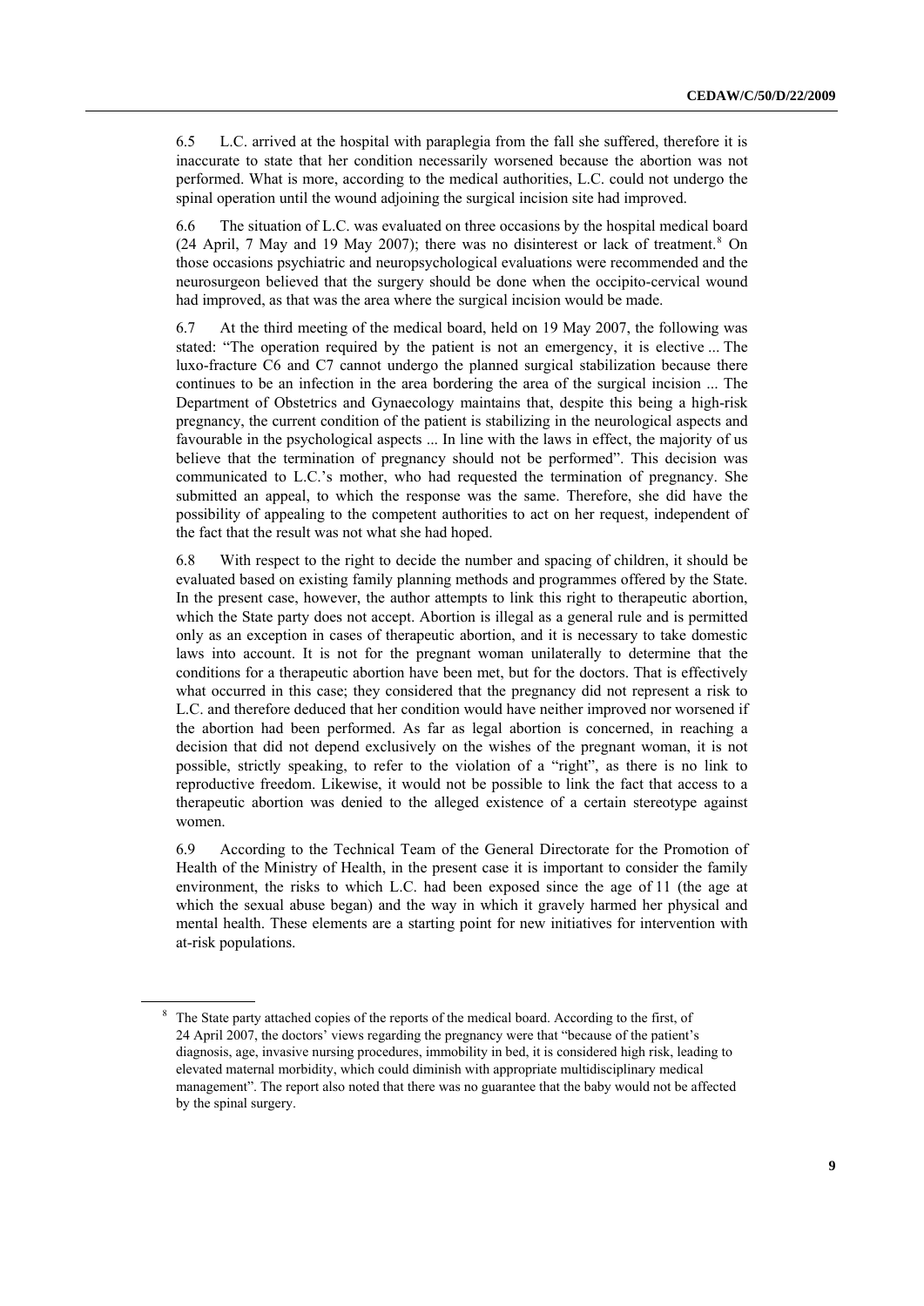6.5 L.C. arrived at the hospital with paraplegia from the fall she suffered, therefore it is inaccurate to state that her condition necessarily worsened because the abortion was not performed. What is more, according to the medical authorities, L.C. could not undergo the spinal operation until the wound adjoining the surgical incision site had improved.

6.6 The situation of L.C. was evaluated on three occasions by the hospital medical board (24 April, 7 May and 19 May 2007); there was no disinterest or lack of treatment.[8] On those occasions psychiatric and neuropsychological evaluations were recommended and the neurosurgeon believed that the surgery should be done when the occipito-cervical wound had improved, as that was the area where the surgical incision would be made.

6.7 At the third meeting of the medical board, held on 19 May 2007, the following was stated: "The operation required by the patient is not an emergency, it is elective ... The luxo-fracture C6 and C7 cannot undergo the planned surgical stabilization because there continues to be an infection in the area bordering the area of the surgical incision ... The Department of Obstetrics and Gynaecology maintains that, despite this being a high-risk pregnancy, the current condition of the patient is stabilizing in the neurological aspects and favourable in the psychological aspects ... In line with the laws in effect, the majority of us believe that the termination of pregnancy should not be performed". This decision was communicated to L.C.'s mother, who had requested the termination of pregnancy. She submitted an appeal, to which the response was the same. Therefore, she did have the possibility of appealing to the competent authorities to act on her request, independent of the fact that the result was not what she had hoped.

6.8 With respect to the right to decide the number and spacing of children, it should be evaluated based on existing family planning methods and programmes offered by the State. In the present case, however, the author attempts to link this right to therapeutic abortion, which the State party does not accept. Abortion is illegal as a general rule and is permitted only as an exception in cases of therapeutic abortion, and it is necessary to take domestic laws into account. It is not for the pregnant woman unilaterally to determine that the conditions for a therapeutic abortion have been met, but for the doctors. That is effectively what occurred in this case; they considered that the pregnancy did not represent a risk to L.C. and therefore deduced that her condition would have neither improved nor worsened if the abortion had been performed. As far as legal abortion is concerned, in reaching a decision that did not depend exclusively on the wishes of the pregnant woman, it is not possible, strictly speaking, to refer to the violation of a "right", as there is no link to reproductive freedom. Likewise, it would not be possible to link the fact that access to a therapeutic abortion was denied to the alleged existence of a certain stereotype against women.

6.9 According to the Technical Team of the General Directorate for the Promotion of Health of the Ministry of Health, in the present case it is important to consider the family environment, the risks to which L.C. had been exposed since the age of 11 (the age at which the sexual abuse began) and the way in which it gravely harmed her physical and mental health. These elements are a starting point for new initiatives for intervention with at-risk populations.

---

[8] The State party attached copies of the reports of the medical board. According to the first, of 24 April 2007, the doctors' views regarding the pregnancy were that "because of the patient's diagnosis, age, invasive nursing procedures, immobility in bed, it is considered high risk, leading to elevated maternal morbidity, which could diminish with appropriate multidisciplinary medical management". The report also noted that there was no guarantee that the baby would not be affected by the spinal surgery.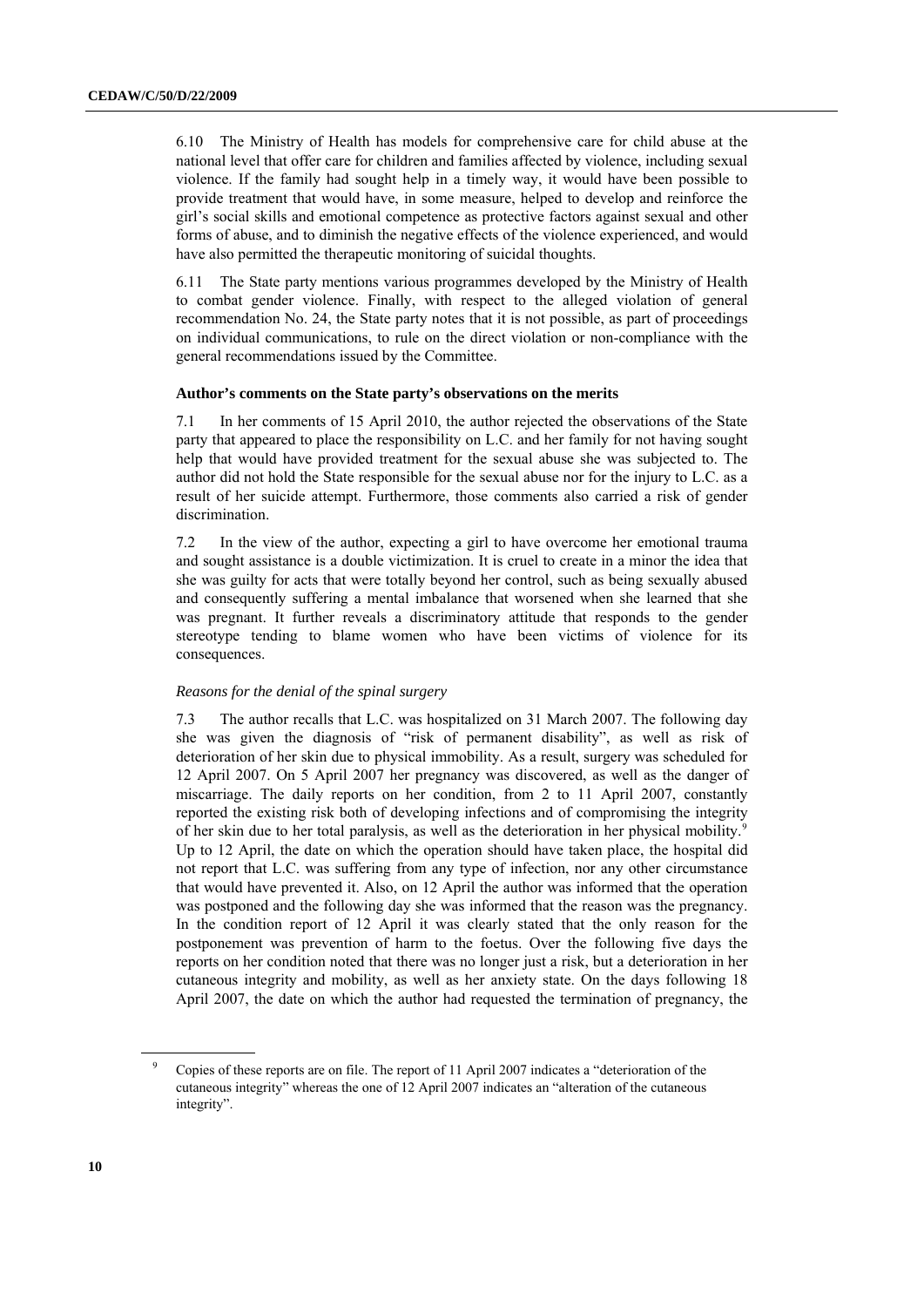6.10 The Ministry of Health has models for comprehensive care for child abuse at the national level that offer care for children and families affected by violence, including sexual violence. If the family had sought help in a timely way, it would have been possible to provide treatment that would have, in some measure, helped to develop and reinforce the girl's social skills and emotional competence as protective factors against sexual and other forms of abuse, and to diminish the negative effects of the violence experienced, and would have also permitted the therapeutic monitoring of suicidal thoughts.

6.11 The State party mentions various programmes developed by the Ministry of Health to combat gender violence. Finally, with respect to the alleged violation of general recommendation No. 24, the State party notes that it is not possible, as part of proceedings on individual communications, to rule on the direct violation or non-compliance with the general recommendations issued by the Committee.

**Author's comments on the State party's observations on the merits**

7.1 In her comments of 15 April 2010, the author rejected the observations of the State party that appeared to place the responsibility on L.C. and her family for not having sought help that would have provided treatment for the sexual abuse she was subjected to. The author did not hold the State responsible for the sexual abuse nor for the injury to L.C. as a result of her suicide attempt. Furthermore, those comments also carried a risk of gender discrimination.

7.2 In the view of the author, expecting a girl to have overcome her emotional trauma and sought assistance is a double victimization. It is cruel to create in a minor the idea that she was guilty for acts that were totally beyond her control, such as being sexually abused and consequently suffering a mental imbalance that worsened when she learned that she was pregnant. It further reveals a discriminatory attitude that responds to the gender stereotype tending to blame women who have been victims of violence for its consequences.

*Reasons for the denial of the spinal surgery*

7.3 The author recalls that L.C. was hospitalized on 31 March 2007. The following day she was given the diagnosis of "risk of permanent disability", as well as risk of deterioration of her skin due to physical immobility. As a result, surgery was scheduled for 12 April 2007. On 5 April 2007 her pregnancy was discovered, as well as the danger of miscarriage. The daily reports on her condition, from 2 to 11 April 2007, constantly reported the existing risk both of developing infections and of compromising the integrity of her skin due to her total paralysis, as well as the deterioration in her physical mobility.[9] Up to 12 April, the date on which the operation should have taken place, the hospital did not report that L.C. was suffering from any type of infection, nor any other circumstance that would have prevented it. Also, on 12 April the author was informed that the operation was postponed and the following day she was informed that the reason was the pregnancy. In the condition report of 12 April it was clearly stated that the only reason for the postponement was prevention of harm to the foetus. Over the following five days the reports on her condition noted that there was no longer just a risk, but a deterioration in her cutaneous integrity and mobility, as well as her anxiety state. On the days following 18 April 2007, the date on which the author had requested the termination of pregnancy, the

[9] Copies of these reports are on file. The report of 11 April 2007 indicates a "deterioration of the cutaneous integrity" whereas the one of 12 April 2007 indicates an "alteration of the cutaneous integrity".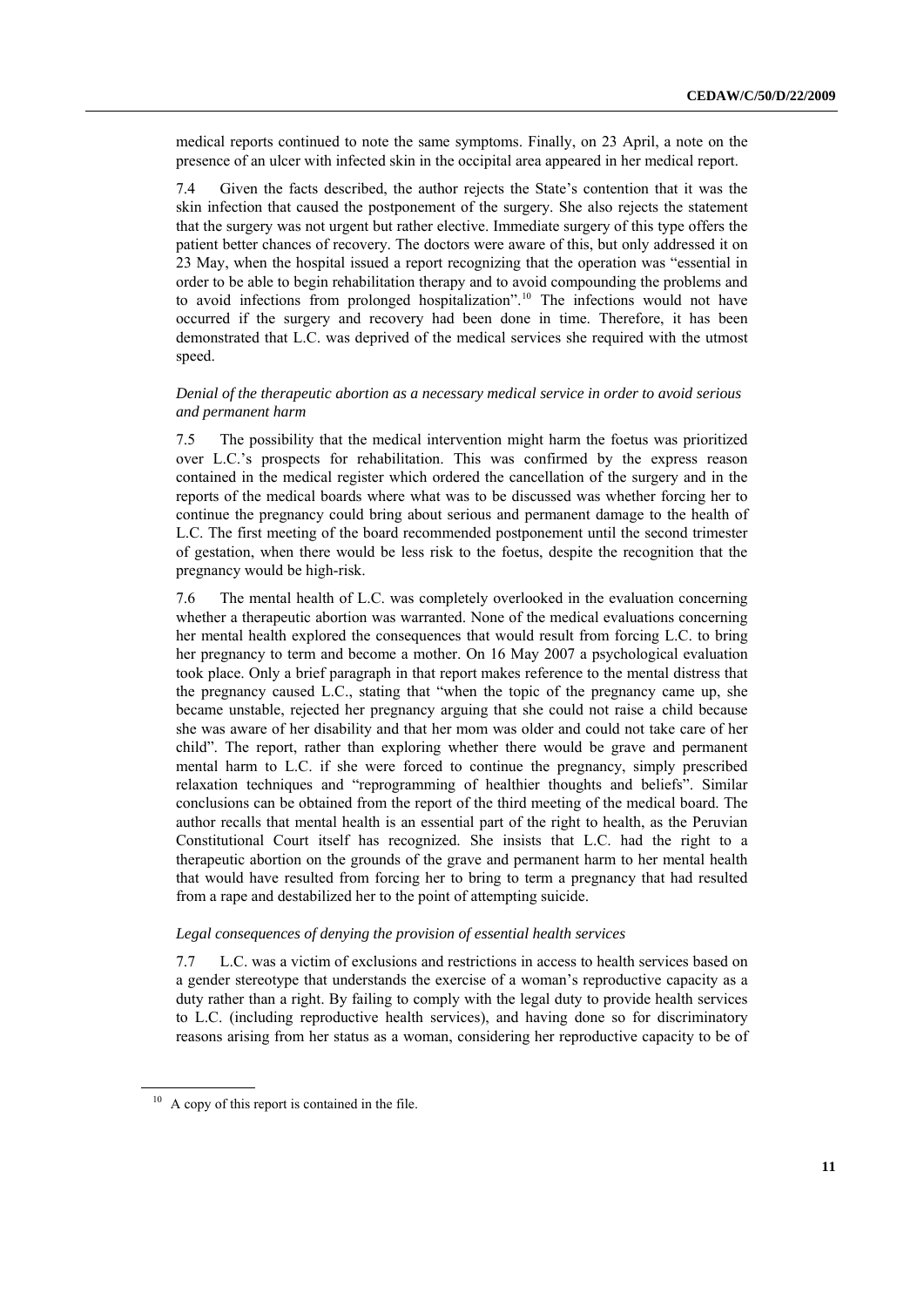medical reports continued to note the same symptoms. Finally, on 23 April, a note on the presence of an ulcer with infected skin in the occipital area appeared in her medical report.

7.4 Given the facts described, the author rejects the State's contention that it was the skin infection that caused the postponement of the surgery. She also rejects the statement that the surgery was not urgent but rather elective. Immediate surgery of this type offers the patient better chances of recovery. The doctors were aware of this, but only addressed it on 23 May, when the hospital issued a report recognizing that the operation was "essential in order to be able to begin rehabilitation therapy and to avoid compounding the problems and to avoid infections from prolonged hospitalization".[10] The infections would not have occurred if the surgery and recovery had been done in time. Therefore, it has been demonstrated that L.C. was deprived of the medical services she required with the utmost speed.

*Denial of the therapeutic abortion as a necessary medical service in order to avoid serious and permanent harm*

7.5 The possibility that the medical intervention might harm the foetus was prioritized over L.C.'s prospects for rehabilitation. This was confirmed by the express reason contained in the medical register which ordered the cancellation of the surgery and in the reports of the medical boards where what was to be discussed was whether forcing her to continue the pregnancy could bring about serious and permanent damage to the health of L.C. The first meeting of the board recommended postponement until the second trimester of gestation, when there would be less risk to the foetus, despite the recognition that the pregnancy would be high-risk.

7.6 The mental health of L.C. was completely overlooked in the evaluation concerning whether a therapeutic abortion was warranted. None of the medical evaluations concerning her mental health explored the consequences that would result from forcing L.C. to bring her pregnancy to term and become a mother. On 16 May 2007 a psychological evaluation took place. Only a brief paragraph in that report makes reference to the mental distress that the pregnancy caused L.C., stating that "when the topic of the pregnancy came up, she became unstable, rejected her pregnancy arguing that she could not raise a child because she was aware of her disability and that her mom was older and could not take care of her child". The report, rather than exploring whether there would be grave and permanent mental harm to L.C. if she were forced to continue the pregnancy, simply prescribed relaxation techniques and "reprogramming of healthier thoughts and beliefs". Similar conclusions can be obtained from the report of the third meeting of the medical board. The author recalls that mental health is an essential part of the right to health, as the Peruvian Constitutional Court itself has recognized. She insists that L.C. had the right to a therapeutic abortion on the grounds of the grave and permanent harm to her mental health that would have resulted from forcing her to bring to term a pregnancy that had resulted from a rape and destabilized her to the point of attempting suicide.

*Legal consequences of denying the provision of essential health services*

7.7 L.C. was a victim of exclusions and restrictions in access to health services based on a gender stereotype that understands the exercise of a woman's reproductive capacity as a duty rather than a right. By failing to comply with the legal duty to provide health services to L.C. (including reproductive health services), and having done so for discriminatory reasons arising from her status as a woman, considering her reproductive capacity to be of

[10] A copy of this report is contained in the file.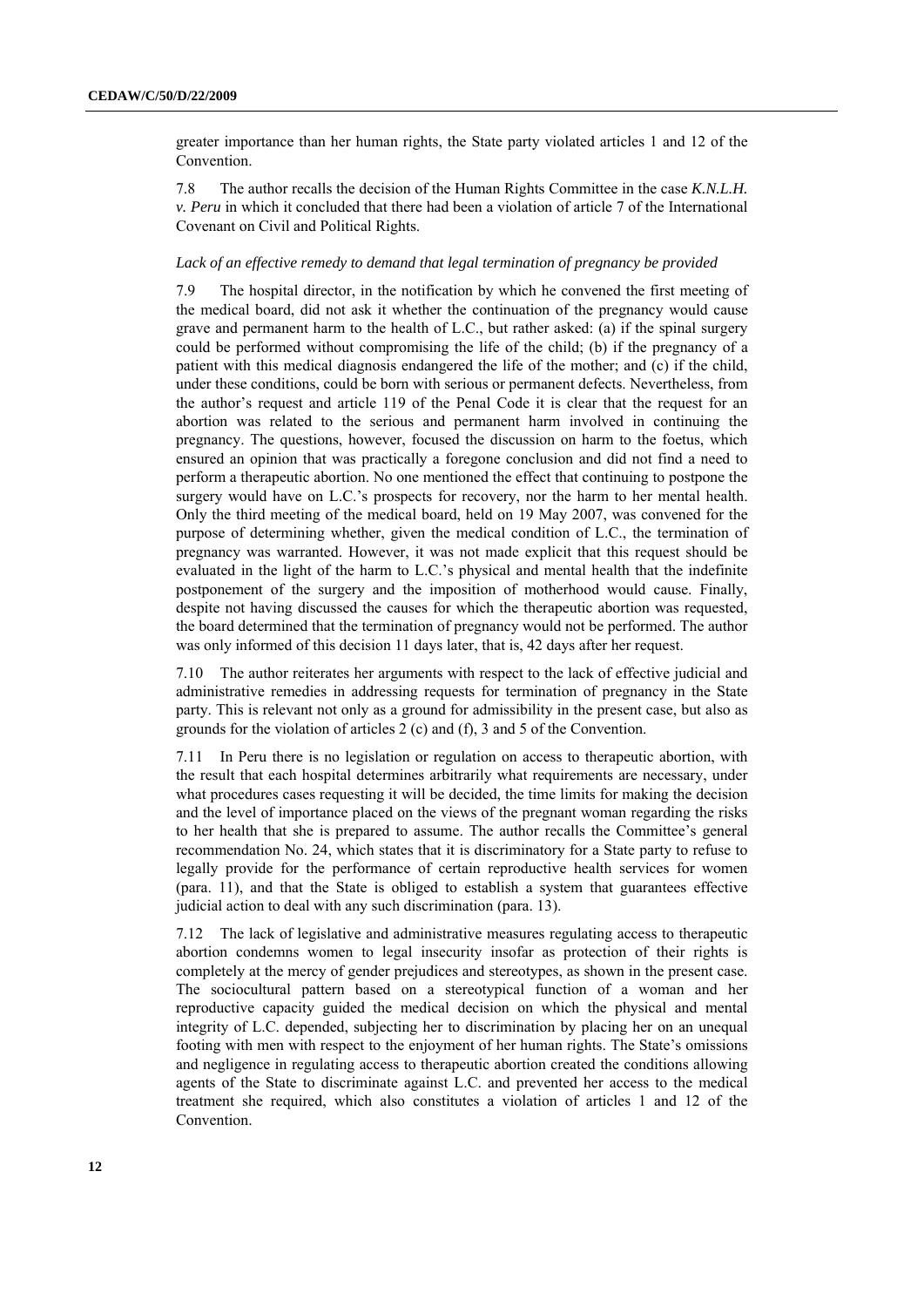greater importance than her human rights, the State party violated articles 1 and 12 of the Convention.

7.8 The author recalls the decision of the Human Rights Committee in the case *K.N.L.H. v. Peru* in which it concluded that there had been a violation of article 7 of the International Covenant on Civil and Political Rights.

*Lack of an effective remedy to demand that legal termination of pregnancy be provided*

7.9 The hospital director, in the notification by which he convened the first meeting of the medical board, did not ask it whether the continuation of the pregnancy would cause grave and permanent harm to the health of L.C., but rather asked: (a) if the spinal surgery could be performed without compromising the life of the child; (b) if the pregnancy of a patient with this medical diagnosis endangered the life of the mother; and (c) if the child, under these conditions, could be born with serious or permanent defects. Nevertheless, from the author's request and article 119 of the Penal Code it is clear that the request for an abortion was related to the serious and permanent harm involved in continuing the pregnancy. The questions, however, focused the discussion on harm to the foetus, which ensured an opinion that was practically a foregone conclusion and did not find a need to perform a therapeutic abortion. No one mentioned the effect that continuing to postpone the surgery would have on L.C.'s prospects for recovery, nor the harm to her mental health. Only the third meeting of the medical board, held on 19 May 2007, was convened for the purpose of determining whether, given the medical condition of L.C., the termination of pregnancy was warranted. However, it was not made explicit that this request should be evaluated in the light of the harm to L.C.'s physical and mental health that the indefinite postponement of the surgery and the imposition of motherhood would cause. Finally, despite not having discussed the causes for which the therapeutic abortion was requested, the board determined that the termination of pregnancy would not be performed. The author was only informed of this decision 11 days later, that is, 42 days after her request.

7.10 The author reiterates her arguments with respect to the lack of effective judicial and administrative remedies in addressing requests for termination of pregnancy in the State party. This is relevant not only as a ground for admissibility in the present case, but also as grounds for the violation of articles 2 (c) and (f), 3 and 5 of the Convention.

7.11 In Peru there is no legislation or regulation on access to therapeutic abortion, with the result that each hospital determines arbitrarily what requirements are necessary, under what procedures cases requesting it will be decided, the time limits for making the decision and the level of importance placed on the views of the pregnant woman regarding the risks to her health that she is prepared to assume. The author recalls the Committee's general recommendation No. 24, which states that it is discriminatory for a State party to refuse to legally provide for the performance of certain reproductive health services for women (para. 11), and that the State is obliged to establish a system that guarantees effective judicial action to deal with any such discrimination (para. 13).

7.12 The lack of legislative and administrative measures regulating access to therapeutic abortion condemns women to legal insecurity insofar as protection of their rights is completely at the mercy of gender prejudices and stereotypes, as shown in the present case. The sociocultural pattern based on a stereotypical function of a woman and her reproductive capacity guided the medical decision on which the physical and mental integrity of L.C. depended, subjecting her to discrimination by placing her on an unequal footing with men with respect to the enjoyment of her human rights. The State's omissions and negligence in regulating access to therapeutic abortion created the conditions allowing agents of the State to discriminate against L.C. and prevented her access to the medical treatment she required, which also constitutes a violation of articles 1 and 12 of the Convention.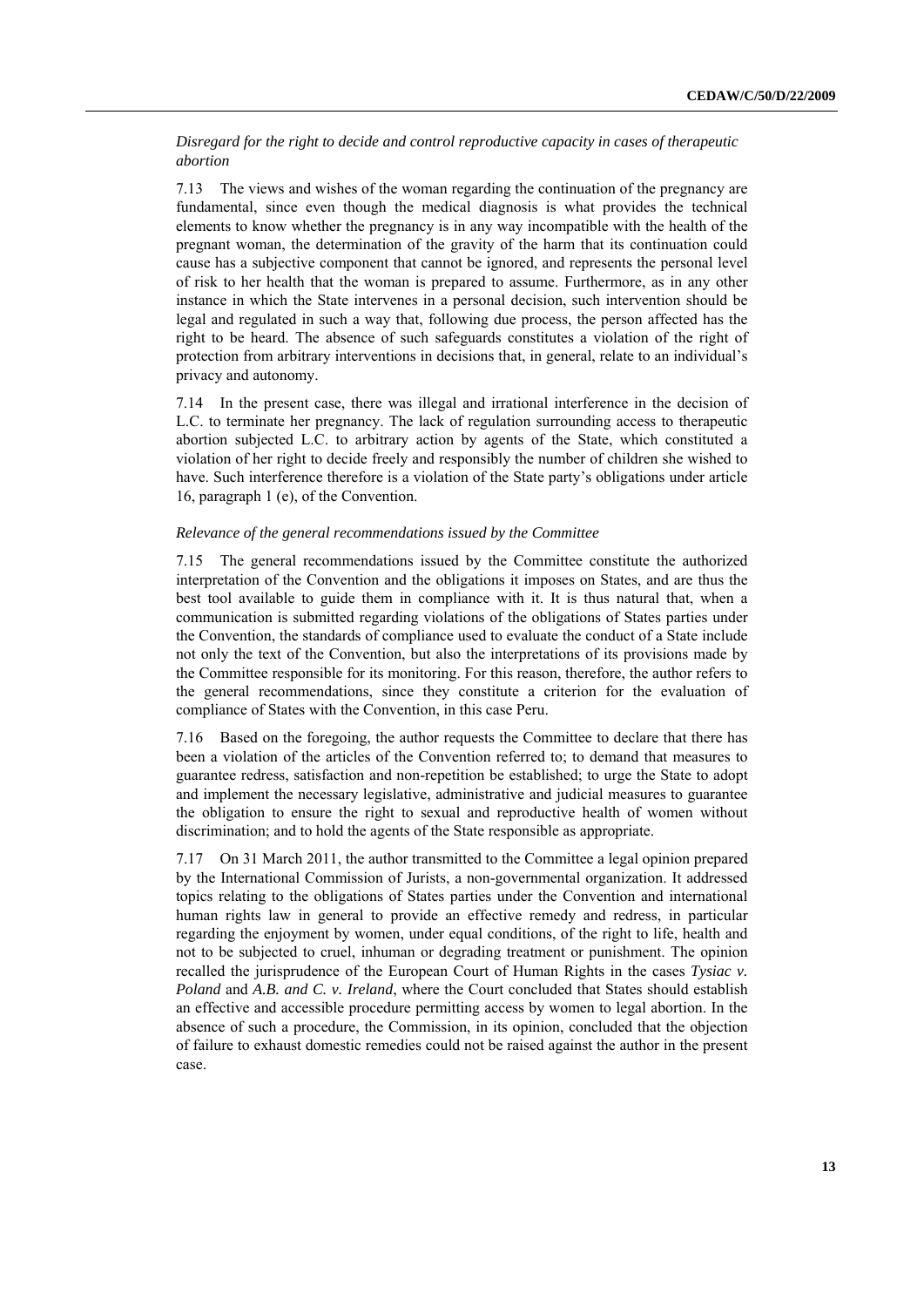*Disregard for the right to decide and control reproductive capacity in cases of therapeutic abortion*

7.13 The views and wishes of the woman regarding the continuation of the pregnancy are fundamental, since even though the medical diagnosis is what provides the technical elements to know whether the pregnancy is in any way incompatible with the health of the pregnant woman, the determination of the gravity of the harm that its continuation could cause has a subjective component that cannot be ignored, and represents the personal level of risk to her health that the woman is prepared to assume. Furthermore, as in any other instance in which the State intervenes in a personal decision, such intervention should be legal and regulated in such a way that, following due process, the person affected has the right to be heard. The absence of such safeguards constitutes a violation of the right of protection from arbitrary interventions in decisions that, in general, relate to an individual's privacy and autonomy.

7.14 In the present case, there was illegal and irrational interference in the decision of L.C. to terminate her pregnancy. The lack of regulation surrounding access to therapeutic abortion subjected L.C. to arbitrary action by agents of the State, which constituted a violation of her right to decide freely and responsibly the number of children she wished to have. Such interference therefore is a violation of the State party's obligations under article 16, paragraph 1 (e), of the Convention.

*Relevance of the general recommendations issued by the Committee*

7.15 The general recommendations issued by the Committee constitute the authorized interpretation of the Convention and the obligations it imposes on States, and are thus the best tool available to guide them in compliance with it. It is thus natural that, when a communication is submitted regarding violations of the obligations of States parties under the Convention, the standards of compliance used to evaluate the conduct of a State include not only the text of the Convention, but also the interpretations of its provisions made by the Committee responsible for its monitoring. For this reason, therefore, the author refers to the general recommendations, since they constitute a criterion for the evaluation of compliance of States with the Convention, in this case Peru.

7.16 Based on the foregoing, the author requests the Committee to declare that there has been a violation of the articles of the Convention referred to; to demand that measures to guarantee redress, satisfaction and non-repetition be established; to urge the State to adopt and implement the necessary legislative, administrative and judicial measures to guarantee the obligation to ensure the right to sexual and reproductive health of women without discrimination; and to hold the agents of the State responsible as appropriate.

7.17 On 31 March 2011, the author transmitted to the Committee a legal opinion prepared by the International Commission of Jurists, a non-governmental organization. It addressed topics relating to the obligations of States parties under the Convention and international human rights law in general to provide an effective remedy and redress, in particular regarding the enjoyment by women, under equal conditions, of the right to life, health and not to be subjected to cruel, inhuman or degrading treatment or punishment. The opinion recalled the jurisprudence of the European Court of Human Rights in the cases *Tysiac v. Poland* and *A.B. and C. v. Ireland*, where the Court concluded that States should establish an effective and accessible procedure permitting access by women to legal abortion. In the absence of such a procedure, the Commission, in its opinion, concluded that the objection of failure to exhaust domestic remedies could not be raised against the author in the present case.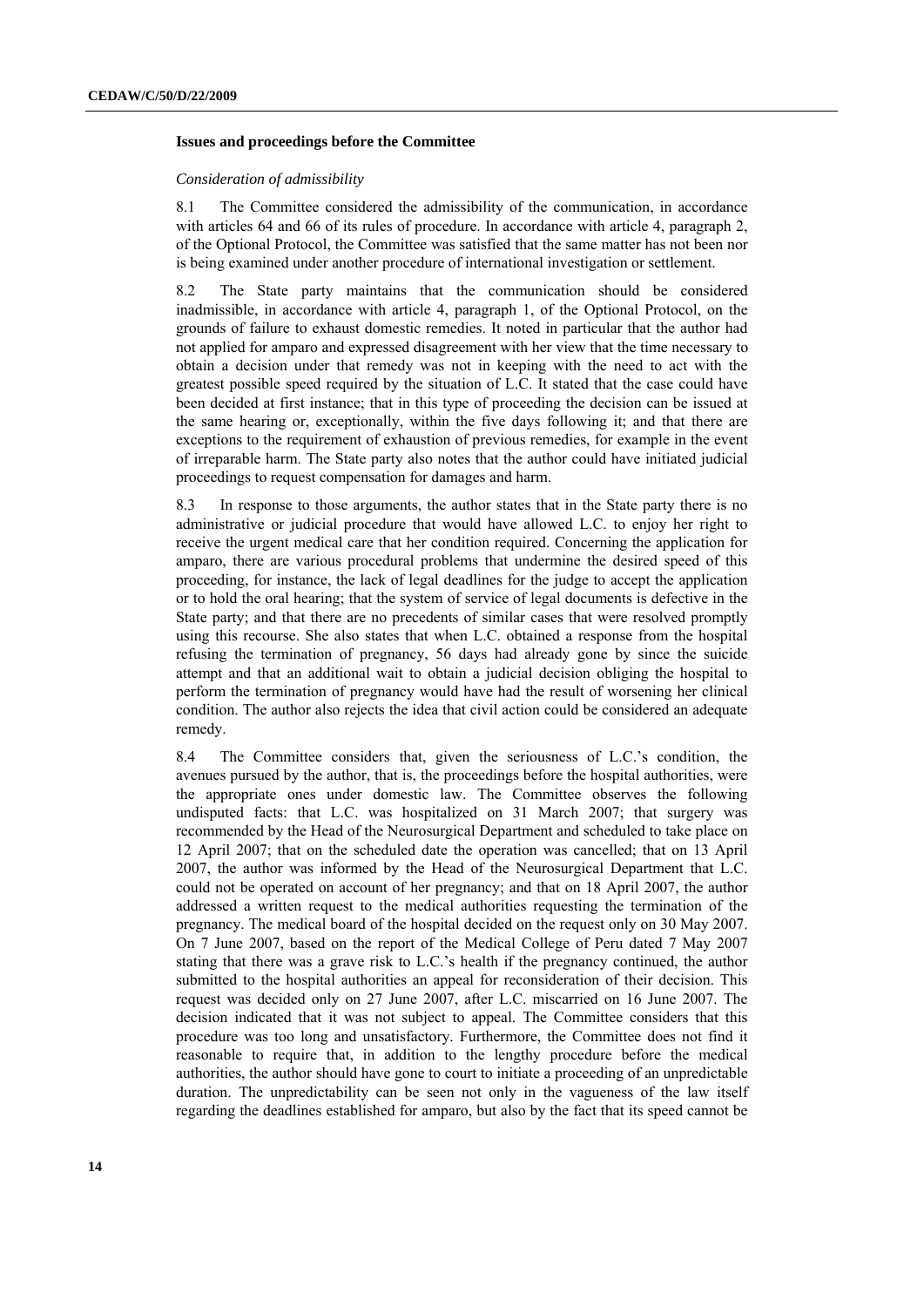### Issues and proceedings before the Committee

*Consideration of admissibility*

8.1 The Committee considered the admissibility of the communication, in accordance with articles 64 and 66 of its rules of procedure. In accordance with article 4, paragraph 2, of the Optional Protocol, the Committee was satisfied that the same matter has not been nor is being examined under another procedure of international investigation or settlement.

8.2 The State party maintains that the communication should be considered inadmissible, in accordance with article 4, paragraph 1, of the Optional Protocol, on the grounds of failure to exhaust domestic remedies. It noted in particular that the author had not applied for amparo and expressed disagreement with her view that the time necessary to obtain a decision under that remedy was not in keeping with the need to act with the greatest possible speed required by the situation of L.C. It stated that the case could have been decided at first instance; that in this type of proceeding the decision can be issued at the same hearing or, exceptionally, within the five days following it; and that there are exceptions to the requirement of exhaustion of previous remedies, for example in the event of irreparable harm. The State party also notes that the author could have initiated judicial proceedings to request compensation for damages and harm.

8.3 In response to those arguments, the author states that in the State party there is no administrative or judicial procedure that would have allowed L.C. to enjoy her right to receive the urgent medical care that her condition required. Concerning the application for amparo, there are various procedural problems that undermine the desired speed of this proceeding, for instance, the lack of legal deadlines for the judge to accept the application or to hold the oral hearing; that the system of service of legal documents is defective in the State party; and that there are no precedents of similar cases that were resolved promptly using this recourse. She also states that when L.C. obtained a response from the hospital refusing the termination of pregnancy, 56 days had already gone by since the suicide attempt and that an additional wait to obtain a judicial decision obliging the hospital to perform the termination of pregnancy would have had the result of worsening her clinical condition. The author also rejects the idea that civil action could be considered an adequate remedy.

8.4 The Committee considers that, given the seriousness of L.C.'s condition, the avenues pursued by the author, that is, the proceedings before the hospital authorities, were the appropriate ones under domestic law. The Committee observes the following undisputed facts: that L.C. was hospitalized on 31 March 2007; that surgery was recommended by the Head of the Neurosurgical Department and scheduled to take place on 12 April 2007; that on the scheduled date the operation was cancelled; that on 13 April 2007, the author was informed by the Head of the Neurosurgical Department that L.C. could not be operated on account of her pregnancy; and that on 18 April 2007, the author addressed a written request to the medical authorities requesting the termination of the pregnancy. The medical board of the hospital decided on the request only on 30 May 2007. On 7 June 2007, based on the report of the Medical College of Peru dated 7 May 2007 stating that there was a grave risk to L.C.'s health if the pregnancy continued, the author submitted to the hospital authorities an appeal for reconsideration of their decision. This request was decided only on 27 June 2007, after L.C. miscarried on 16 June 2007. The decision indicated that it was not subject to appeal. The Committee considers that this procedure was too long and unsatisfactory. Furthermore, the Committee does not find it reasonable to require that, in addition to the lengthy procedure before the medical authorities, the author should have gone to court to initiate a proceeding of an unpredictable duration. The unpredictability can be seen not only in the vagueness of the law itself regarding the deadlines established for amparo, but also by the fact that its speed cannot be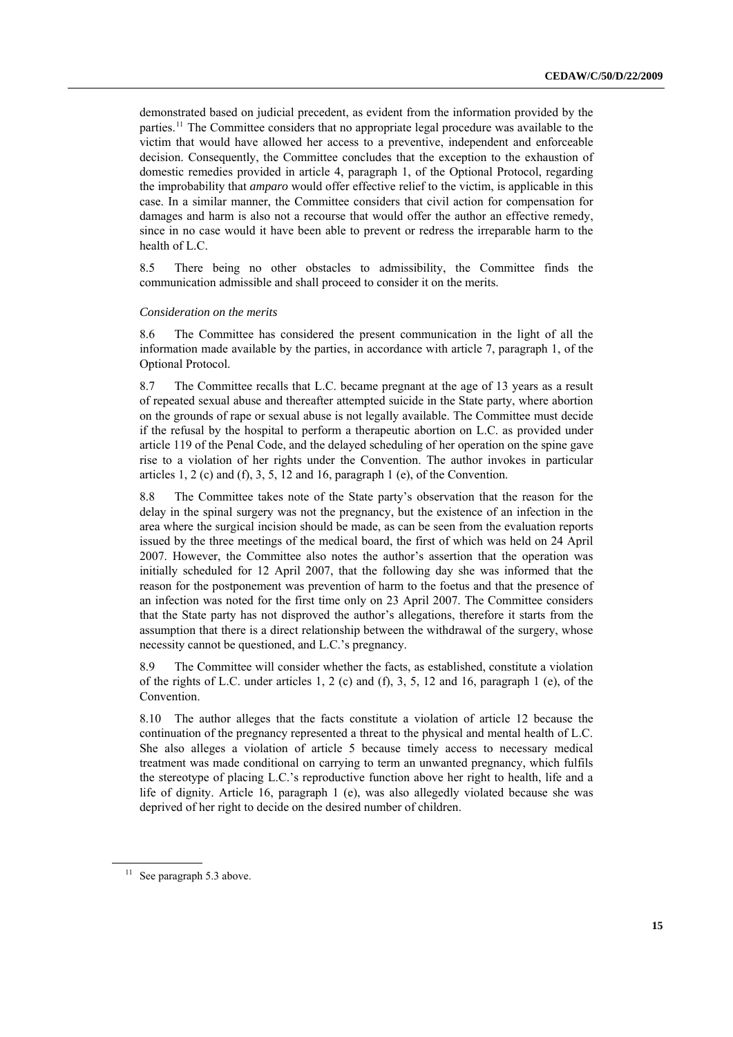demonstrated based on judicial precedent, as evident from the information provided by the parties.[11] The Committee considers that no appropriate legal procedure was available to the victim that would have allowed her access to a preventive, independent and enforceable decision. Consequently, the Committee concludes that the exception to the exhaustion of domestic remedies provided in article 4, paragraph 1, of the Optional Protocol, regarding the improbability that *amparo* would offer effective relief to the victim, is applicable in this case. In a similar manner, the Committee considers that civil action for compensation for damages and harm is also not a recourse that would offer the author an effective remedy, since in no case would it have been able to prevent or redress the irreparable harm to the health of L.C.

8.5 There being no other obstacles to admissibility, the Committee finds the communication admissible and shall proceed to consider it on the merits.

*Consideration on the merits*

8.6 The Committee has considered the present communication in the light of all the information made available by the parties, in accordance with article 7, paragraph 1, of the Optional Protocol.

8.7 The Committee recalls that L.C. became pregnant at the age of 13 years as a result of repeated sexual abuse and thereafter attempted suicide in the State party, where abortion on the grounds of rape or sexual abuse is not legally available. The Committee must decide if the refusal by the hospital to perform a therapeutic abortion on L.C. as provided under article 119 of the Penal Code, and the delayed scheduling of her operation on the spine gave rise to a violation of her rights under the Convention. The author invokes in particular articles 1, 2 (c) and (f), 3, 5, 12 and 16, paragraph 1 (e), of the Convention.

8.8 The Committee takes note of the State party's observation that the reason for the delay in the spinal surgery was not the pregnancy, but the existence of an infection in the area where the surgical incision should be made, as can be seen from the evaluation reports issued by the three meetings of the medical board, the first of which was held on 24 April 2007. However, the Committee also notes the author's assertion that the operation was initially scheduled for 12 April 2007, that the following day she was informed that the reason for the postponement was prevention of harm to the foetus and that the presence of an infection was noted for the first time only on 23 April 2007. The Committee considers that the State party has not disproved the author's allegations, therefore it starts from the assumption that there is a direct relationship between the withdrawal of the surgery, whose necessity cannot be questioned, and L.C.'s pregnancy.

8.9 The Committee will consider whether the facts, as established, constitute a violation of the rights of L.C. under articles 1, 2 (c) and (f), 3, 5, 12 and 16, paragraph 1 (e), of the Convention.

8.10 The author alleges that the facts constitute a violation of article 12 because the continuation of the pregnancy represented a threat to the physical and mental health of L.C. She also alleges a violation of article 5 because timely access to necessary medical treatment was made conditional on carrying to term an unwanted pregnancy, which fulfils the stereotype of placing L.C.'s reproductive function above her right to health, life and a life of dignity. Article 16, paragraph 1 (e), was also allegedly violated because she was deprived of her right to decide on the desired number of children.

[11] See paragraph 5.3 above.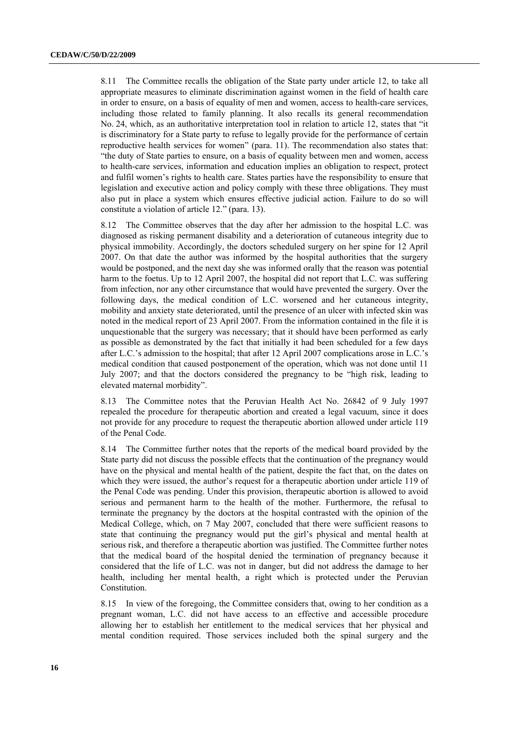8.11 The Committee recalls the obligation of the State party under article 12, to take all appropriate measures to eliminate discrimination against women in the field of health care in order to ensure, on a basis of equality of men and women, access to health-care services, including those related to family planning. It also recalls its general recommendation No. 24, which, as an authoritative interpretation tool in relation to article 12, states that "it is discriminatory for a State party to refuse to legally provide for the performance of certain reproductive health services for women" (para. 11). The recommendation also states that: "the duty of State parties to ensure, on a basis of equality between men and women, access to health-care services, information and education implies an obligation to respect, protect and fulfil women's rights to health care. States parties have the responsibility to ensure that legislation and executive action and policy comply with these three obligations. They must also put in place a system which ensures effective judicial action. Failure to do so will constitute a violation of article 12." (para. 13).

8.12 The Committee observes that the day after her admission to the hospital L.C. was diagnosed as risking permanent disability and a deterioration of cutaneous integrity due to physical immobility. Accordingly, the doctors scheduled surgery on her spine for 12 April 2007. On that date the author was informed by the hospital authorities that the surgery would be postponed, and the next day she was informed orally that the reason was potential harm to the foetus. Up to 12 April 2007, the hospital did not report that L.C. was suffering from infection, nor any other circumstance that would have prevented the surgery. Over the following days, the medical condition of L.C. worsened and her cutaneous integrity, mobility and anxiety state deteriorated, until the presence of an ulcer with infected skin was noted in the medical report of 23 April 2007. From the information contained in the file it is unquestionable that the surgery was necessary; that it should have been performed as early as possible as demonstrated by the fact that initially it had been scheduled for a few days after L.C.'s admission to the hospital; that after 12 April 2007 complications arose in L.C.'s medical condition that caused postponement of the operation, which was not done until 11 July 2007; and that the doctors considered the pregnancy to be "high risk, leading to elevated maternal morbidity".

8.13 The Committee notes that the Peruvian Health Act No. 26842 of 9 July 1997 repealed the procedure for therapeutic abortion and created a legal vacuum, since it does not provide for any procedure to request the therapeutic abortion allowed under article 119 of the Penal Code.

8.14 The Committee further notes that the reports of the medical board provided by the State party did not discuss the possible effects that the continuation of the pregnancy would have on the physical and mental health of the patient, despite the fact that, on the dates on which they were issued, the author's request for a therapeutic abortion under article 119 of the Penal Code was pending. Under this provision, therapeutic abortion is allowed to avoid serious and permanent harm to the health of the mother. Furthermore, the refusal to terminate the pregnancy by the doctors at the hospital contrasted with the opinion of the Medical College, which, on 7 May 2007, concluded that there were sufficient reasons to state that continuing the pregnancy would put the girl's physical and mental health at serious risk, and therefore a therapeutic abortion was justified. The Committee further notes that the medical board of the hospital denied the termination of pregnancy because it considered that the life of L.C. was not in danger, but did not address the damage to her health, including her mental health, a right which is protected under the Peruvian Constitution.

8.15 In view of the foregoing, the Committee considers that, owing to her condition as a pregnant woman, L.C. did not have access to an effective and accessible procedure allowing her to establish her entitlement to the medical services that her physical and mental condition required. Those services included both the spinal surgery and the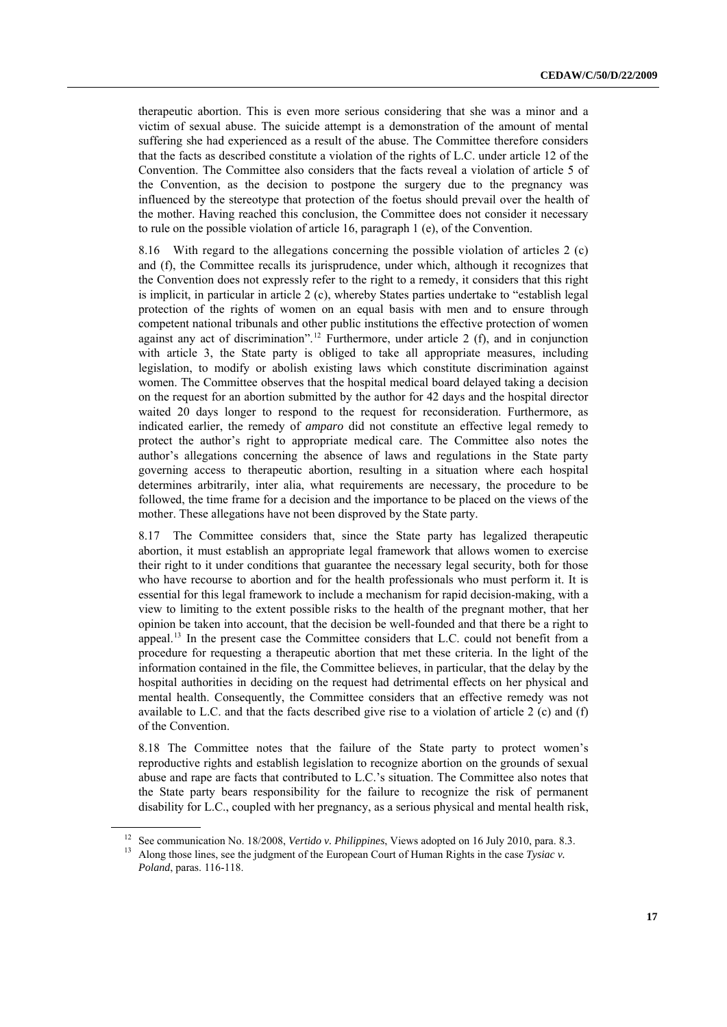therapeutic abortion. This is even more serious considering that she was a minor and a victim of sexual abuse. The suicide attempt is a demonstration of the amount of mental suffering she had experienced as a result of the abuse. The Committee therefore considers that the facts as described constitute a violation of the rights of L.C. under article 12 of the Convention. The Committee also considers that the facts reveal a violation of article 5 of the Convention, as the decision to postpone the surgery due to the pregnancy was influenced by the stereotype that protection of the foetus should prevail over the health of the mother. Having reached this conclusion, the Committee does not consider it necessary to rule on the possible violation of article 16, paragraph 1 (e), of the Convention.

8.16 With regard to the allegations concerning the possible violation of articles 2 (c) and (f), the Committee recalls its jurisprudence, under which, although it recognizes that the Convention does not expressly refer to the right to a remedy, it considers that this right is implicit, in particular in article 2 (c), whereby States parties undertake to "establish legal protection of the rights of women on an equal basis with men and to ensure through competent national tribunals and other public institutions the effective protection of women against any act of discrimination".[12] Furthermore, under article 2 (f), and in conjunction with article 3, the State party is obliged to take all appropriate measures, including legislation, to modify or abolish existing laws which constitute discrimination against women. The Committee observes that the hospital medical board delayed taking a decision on the request for an abortion submitted by the author for 42 days and the hospital director waited 20 days longer to respond to the request for reconsideration. Furthermore, as indicated earlier, the remedy of *amparo* did not constitute an effective legal remedy to protect the author's right to appropriate medical care. The Committee also notes the author's allegations concerning the absence of laws and regulations in the State party governing access to therapeutic abortion, resulting in a situation where each hospital determines arbitrarily, inter alia, what requirements are necessary, the procedure to be followed, the time frame for a decision and the importance to be placed on the views of the mother. These allegations have not been disproved by the State party.

8.17 The Committee considers that, since the State party has legalized therapeutic abortion, it must establish an appropriate legal framework that allows women to exercise their right to it under conditions that guarantee the necessary legal security, both for those who have recourse to abortion and for the health professionals who must perform it. It is essential for this legal framework to include a mechanism for rapid decision-making, with a view to limiting to the extent possible risks to the health of the pregnant mother, that her opinion be taken into account, that the decision be well-founded and that there be a right to appeal.[13] In the present case the Committee considers that L.C. could not benefit from a procedure for requesting a therapeutic abortion that met these criteria. In the light of the information contained in the file, the Committee believes, in particular, that the delay by the hospital authorities in deciding on the request had detrimental effects on her physical and mental health. Consequently, the Committee considers that an effective remedy was not available to L.C. and that the facts described give rise to a violation of article 2 (c) and (f) of the Convention.

8.18 The Committee notes that the failure of the State party to protect women's reproductive rights and establish legislation to recognize abortion on the grounds of sexual abuse and rape are facts that contributed to L.C.'s situation. The Committee also notes that the State party bears responsibility for the failure to recognize the risk of permanent disability for L.C., coupled with her pregnancy, as a serious physical and mental health risk,

---

[12] See communication No. 18/2008, *Vertido v. Philippines*, Views adopted on 16 July 2010, para. 8.3.

[13] Along those lines, see the judgment of the European Court of Human Rights in the case *Tysiac v. Poland*, paras. 116-118.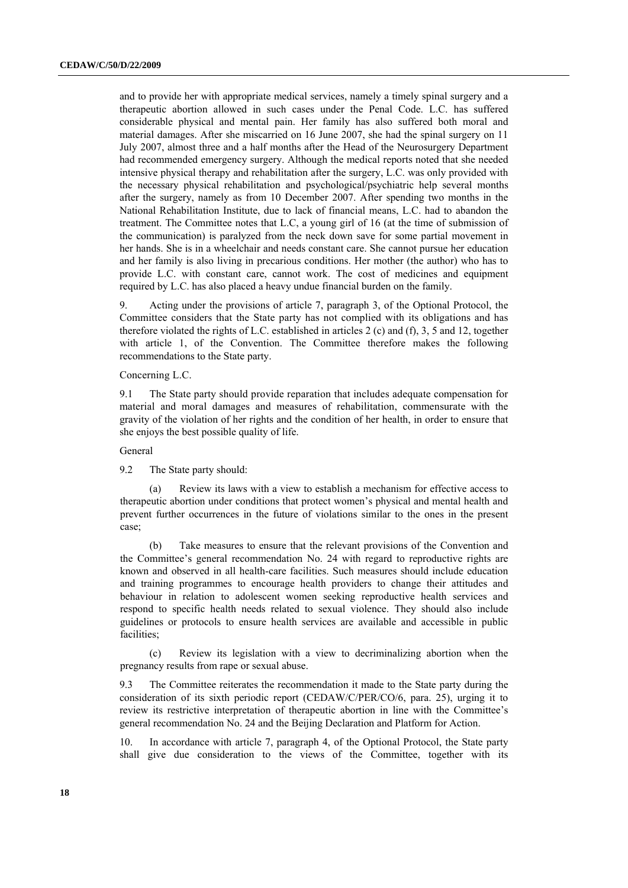and to provide her with appropriate medical services, namely a timely spinal surgery and a therapeutic abortion allowed in such cases under the Penal Code. L.C. has suffered considerable physical and mental pain. Her family has also suffered both moral and material damages. After she miscarried on 16 June 2007, she had the spinal surgery on 11 July 2007, almost three and a half months after the Head of the Neurosurgery Department had recommended emergency surgery. Although the medical reports noted that she needed intensive physical therapy and rehabilitation after the surgery, L.C. was only provided with the necessary physical rehabilitation and psychological/psychiatric help several months after the surgery, namely as from 10 December 2007. After spending two months in the National Rehabilitation Institute, due to lack of financial means, L.C. had to abandon the treatment. The Committee notes that L.C, a young girl of 16 (at the time of submission of the communication) is paralyzed from the neck down save for some partial movement in her hands. She is in a wheelchair and needs constant care. She cannot pursue her education and her family is also living in precarious conditions. Her mother (the author) who has to provide L.C. with constant care, cannot work. The cost of medicines and equipment required by L.C. has also placed a heavy undue financial burden on the family.

9. Acting under the provisions of article 7, paragraph 3, of the Optional Protocol, the Committee considers that the State party has not complied with its obligations and has therefore violated the rights of L.C. established in articles 2 (c) and (f), 3, 5 and 12, together with article 1, of the Convention. The Committee therefore makes the following recommendations to the State party.

Concerning L.C.

9.1 The State party should provide reparation that includes adequate compensation for material and moral damages and measures of rehabilitation, commensurate with the gravity of the violation of her rights and the condition of her health, in order to ensure that she enjoys the best possible quality of life.

General

9.2 The State party should:

(a) Review its laws with a view to establish a mechanism for effective access to therapeutic abortion under conditions that protect women's physical and mental health and prevent further occurrences in the future of violations similar to the ones in the present case;

(b) Take measures to ensure that the relevant provisions of the Convention and the Committee's general recommendation No. 24 with regard to reproductive rights are known and observed in all health-care facilities. Such measures should include education and training programmes to encourage health providers to change their attitudes and behaviour in relation to adolescent women seeking reproductive health services and respond to specific health needs related to sexual violence. They should also include guidelines or protocols to ensure health services are available and accessible in public facilities;

(c) Review its legislation with a view to decriminalizing abortion when the pregnancy results from rape or sexual abuse.

9.3 The Committee reiterates the recommendation it made to the State party during the consideration of its sixth periodic report (CEDAW/C/PER/CO/6, para. 25), urging it to review its restrictive interpretation of therapeutic abortion in line with the Committee's general recommendation No. 24 and the Beijing Declaration and Platform for Action.

10. In accordance with article 7, paragraph 4, of the Optional Protocol, the State party shall give due consideration to the views of the Committee, together with its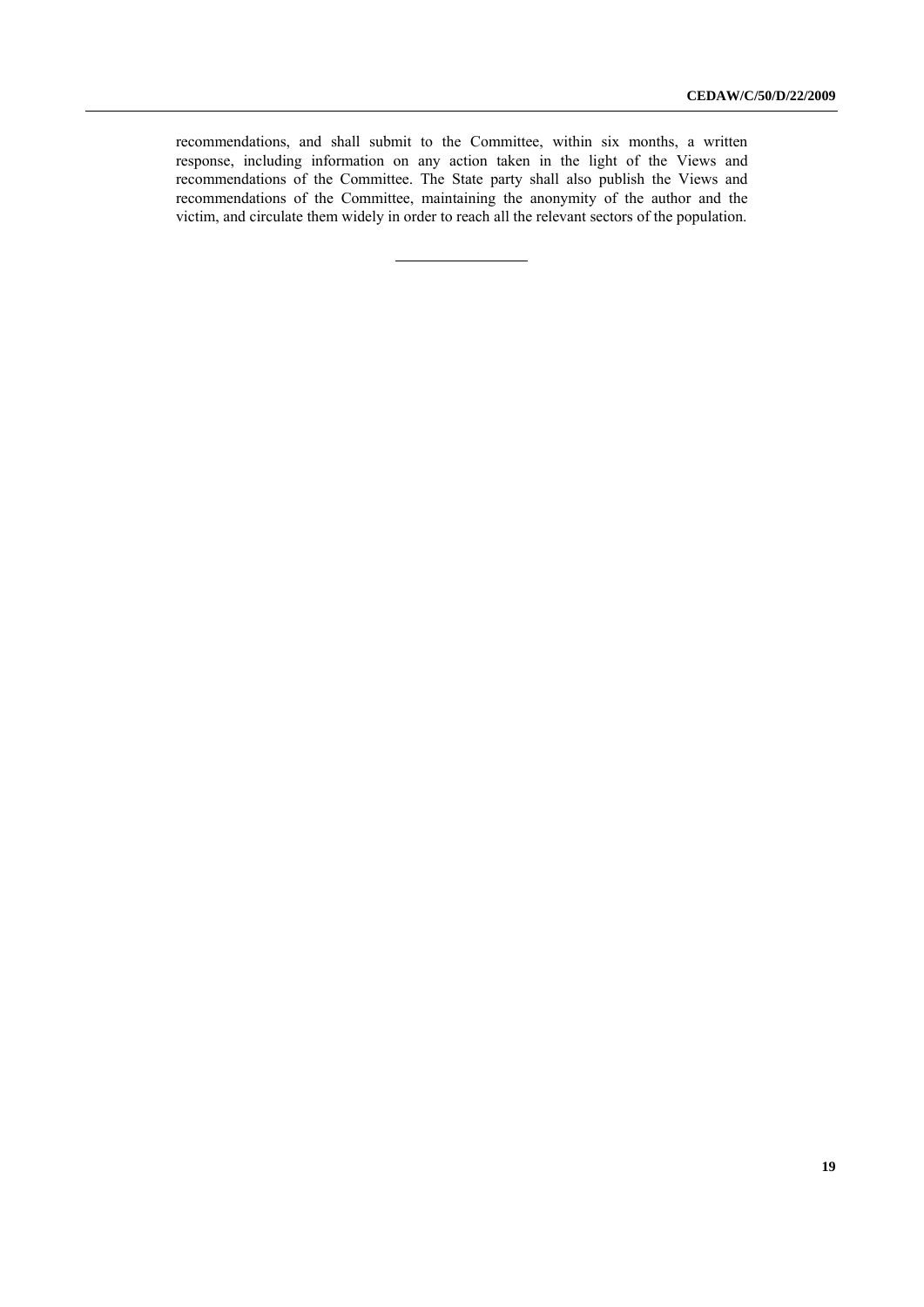recommendations, and shall submit to the Committee, within six months, a written response, including information on any action taken in the light of the Views and recommendations of the Committee. The State party shall also publish the Views and recommendations of the Committee, maintaining the anonymity of the author and the victim, and circulate them widely in order to reach all the relevant sectors of the population.